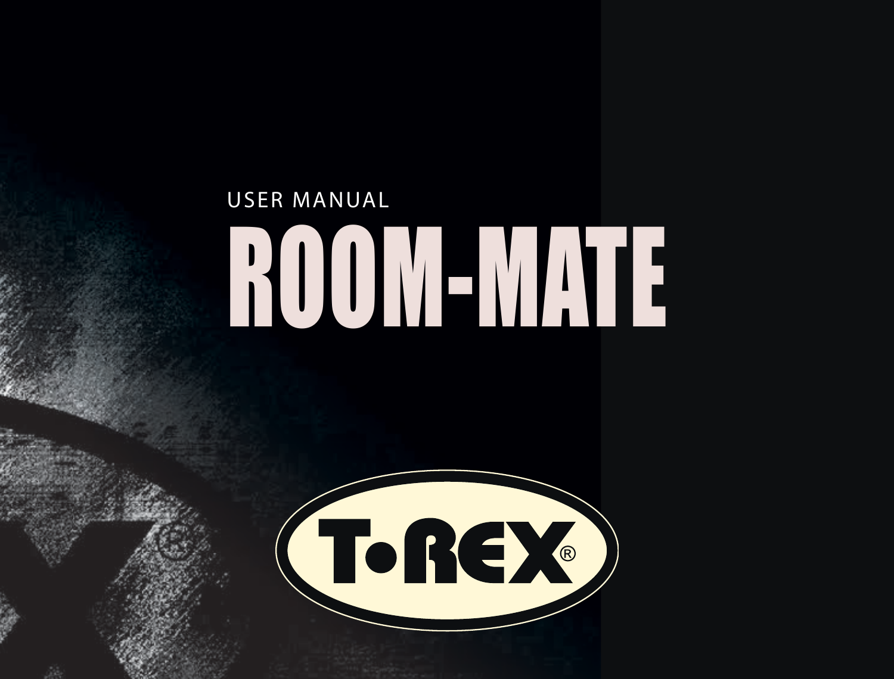USER MANUAL

# ROOM-MATE

T•REX®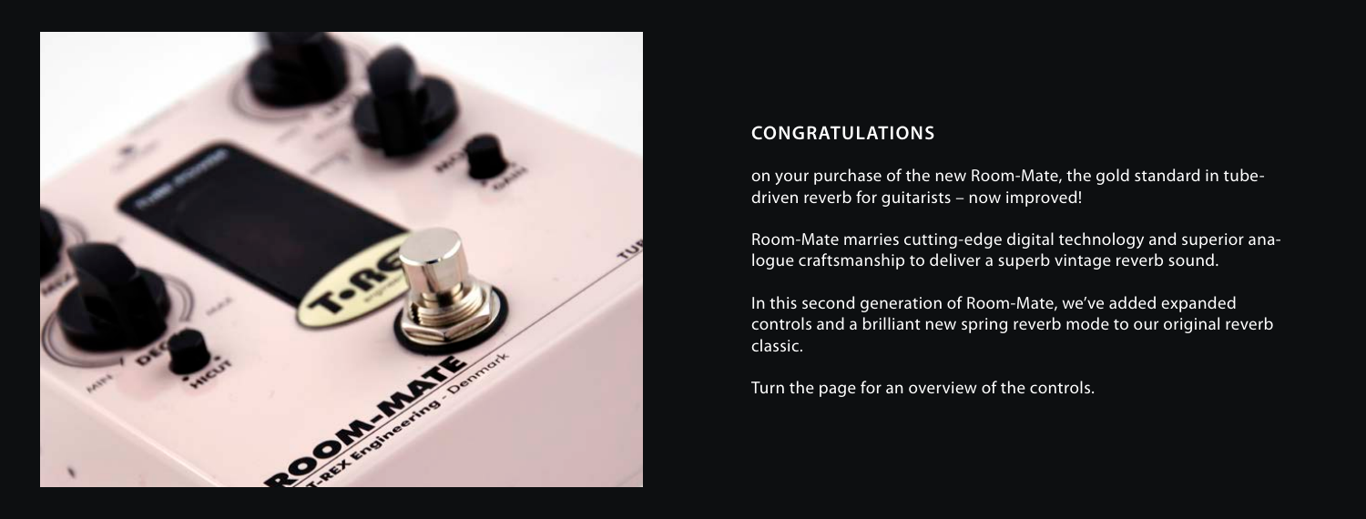## CONGRATULATIONS

on your purchase of the new Room-Mate, the gold standard in tube-driven reverb for guitarists – now improved!

Room-Mate marries cutting-edge digital technology and superior analogue craftsmanship to deliver a superb vintage reverb sound.

In this second generation of Room-Mate, we've added expanded controls and a brilliant new spring reverb mode to our original reverb classic.

Turn the page for an overview of the controls.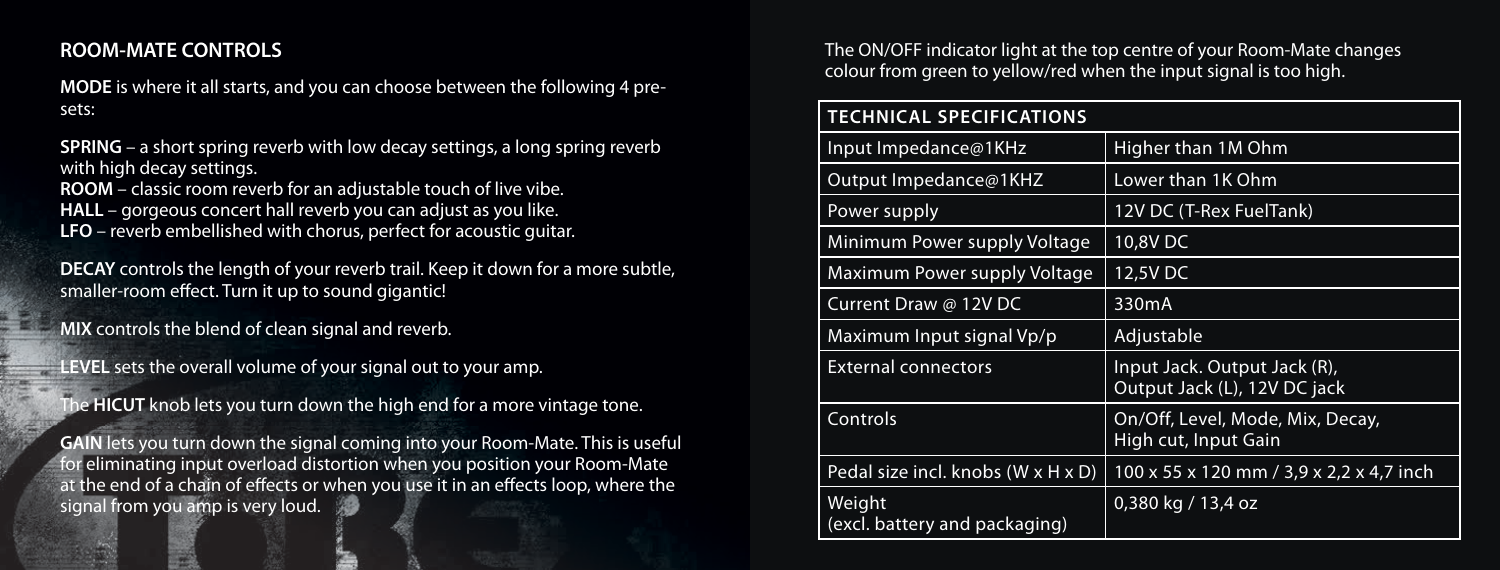## ROOM-MATE CONTROLS

**MODE** is where it all starts, and you can choose between the following 4 pre-sets:

**SPRING** – a short spring reverb with low decay settings, a long spring reverb with high decay settings.
**ROOM** – classic room reverb for an adjustable touch of live vibe.
**HALL** – gorgeous concert hall reverb you can adjust as you like.
**LFO** – reverb embellished with chorus, perfect for acoustic guitar.

**DECAY** controls the length of your reverb trail. Keep it down for a more subtle, smaller-room effect. Turn it up to sound gigantic!

**MIX** controls the blend of clean signal and reverb.

**LEVEL** sets the overall volume of your signal out to your amp.

The **HICUT** knob lets you turn down the high end for a more vintage tone.

**GAIN** lets you turn down the signal coming into your Room-Mate. This is useful for eliminating input overload distortion when you position your Room-Mate at the end of a chain of effects or when you use it in an effects loop, where the signal from you amp is very loud.

The ON/OFF indicator light at the top centre of your Room-Mate changes colour from green to yellow/red when the input signal is too high.

| TECHNICAL SPECIFICATIONS | |
|---|---|
| Input Impedance@1KHz | Higher than 1M Ohm |
| Output Impedance@1KHZ | Lower than 1K Ohm |
| Power supply | 12V DC (T-Rex FuelTank) |
| Minimum Power supply Voltage | 10,8V DC |
| Maximum Power supply Voltage | 12,5V DC |
| Current Draw @ 12V DC | 330mA |
| Maximum Input signal Vp/p | Adjustable |
| External connectors | Input Jack. Output Jack (R), Output Jack (L), 12V DC jack |
| Controls | On/Off, Level, Mode, Mix, Decay, High cut, Input Gain |
| Pedal size incl. knobs (W x H x D) | 100 x 55 x 120 mm / 3,9 x 2,2 x 4,7 inch |
| Weight (excl. battery and packaging) | 0,380 kg / 13,4 oz |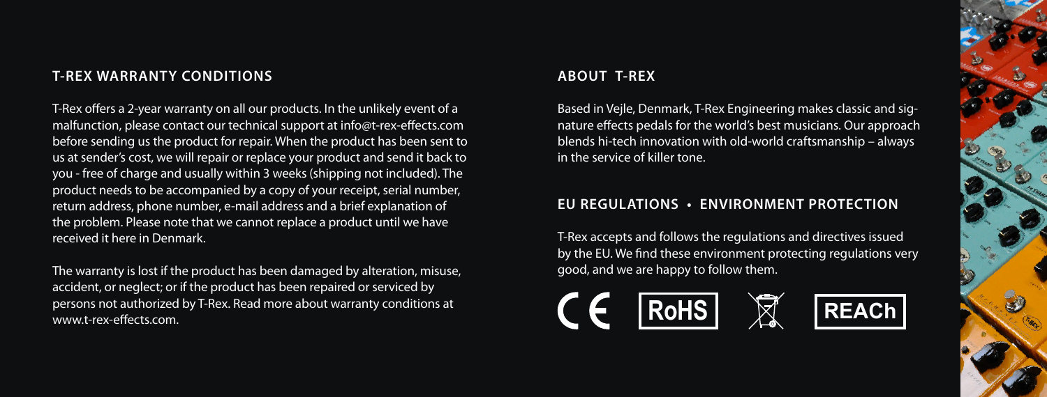## T-REX WARRANTY CONDITIONS

T-Rex offers a 2-year warranty on all our products. In the unlikely event of a malfunction, please contact our technical support at info@t-rex-effects.com before sending us the product for repair. When the product has been sent to us at sender's cost, we will repair or replace your product and send it back to you - free of charge and usually within 3 weeks (shipping not included). The product needs to be accompanied by a copy of your receipt, serial number, return address, phone number, e-mail address and a brief explanation of the problem. Please note that we cannot replace a product until we have received it here in Denmark.

The warranty is lost if the product has been damaged by alteration, misuse, accident, or neglect; or if the product has been repaired or serviced by persons not authorized by T-Rex. Read more about warranty conditions at www.t-rex-effects.com.

## ABOUT T-REX

Based in Vejle, Denmark, T-Rex Engineering makes classic and signature effects pedals for the world's best musicians. Our approach blends hi-tech innovation with old-world craftsmanship – always in the service of killer tone.

## EU REGULATIONS • ENVIRONMENT PROTECTION

T-Rex accepts and follows the regulations and directives issued by the EU. We find these environment protecting regulations very good, and we are happy to follow them.

CE RoHS REACh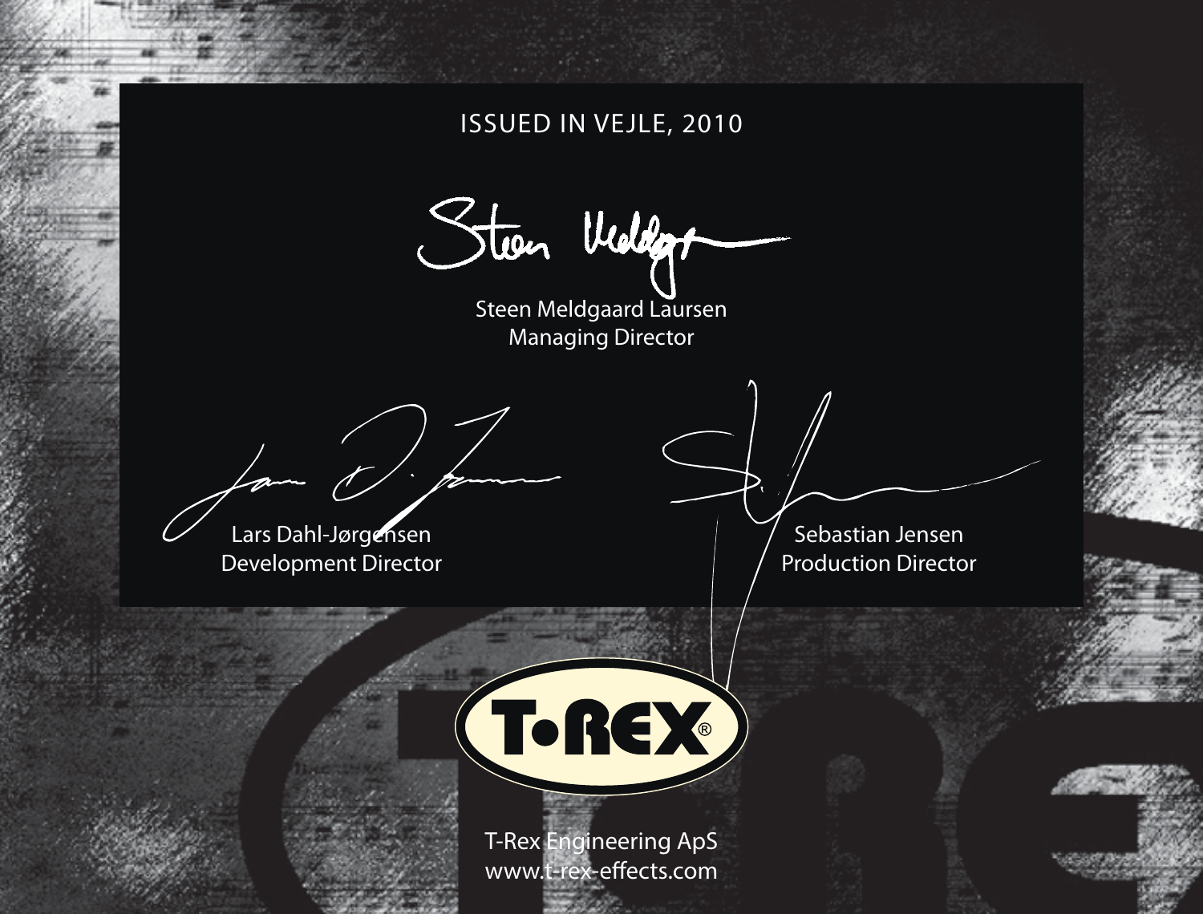ISSUED IN VEJLE, 2010

Steen Meldgaard Laursen
Managing Director

Lars Dahl-Jørgensen
Development Director

Sebastian Jensen
Production Director

T-Rex Engineering ApS
www.t-rex-effects.com